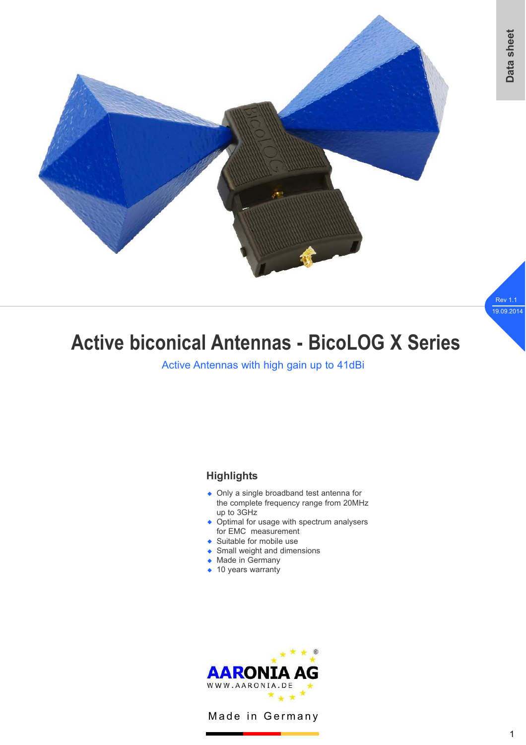Data sheet

Rev 1.1
19.09.2014

# Active biconical Antennas - BicoLOG X Series

Active Antennas with high gain up to 41dBi

## Highlights

- Only a single broadband test antenna for the complete frequency range from 20MHz up to 3GHz
- Optimal for usage with spectrum analysers for EMC measurement
- Suitable for mobile use
- Small weight and dimensions
- Made in Germany
- 10 years warranty

AARONIA AG®
WWW.AARONIA.DE

Made in Germany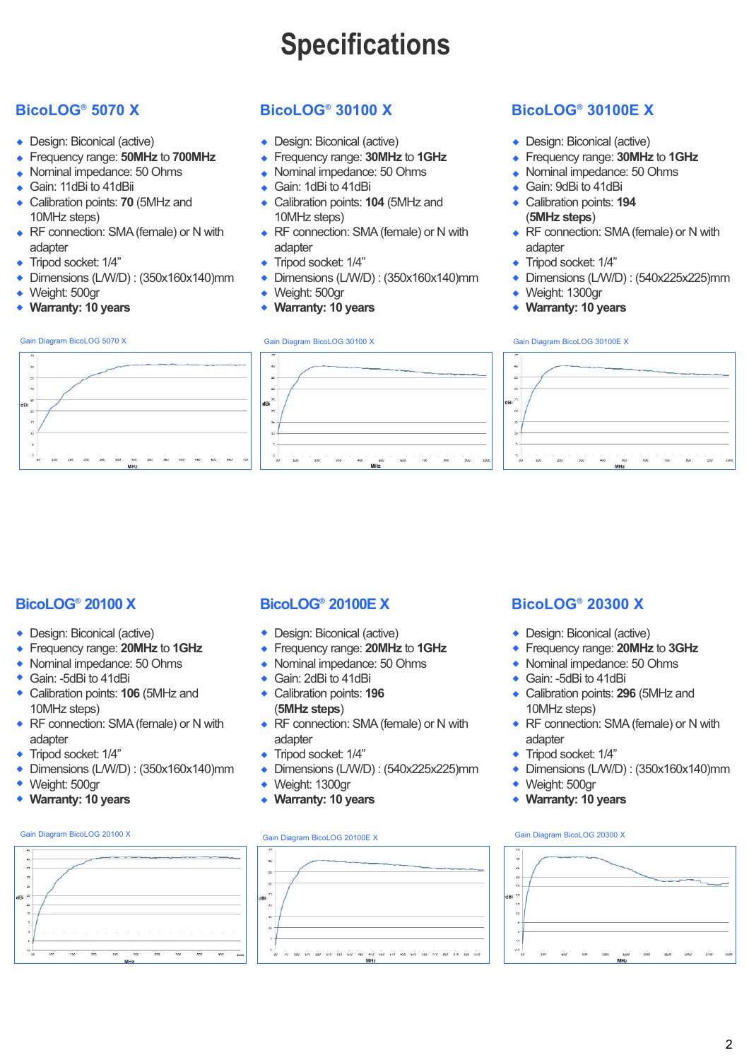# Specifications

## BicoLOG® 5070 X

- Design: Biconical (active)
- Frequency range: **50MHz** to **700MHz**
- Nominal impedance: 50 Ohms
- Gain: 11dBi to 41dBi
- Calibration points: **70** (5MHz and 10MHz steps)
- RF connection: SMA (female) or N with adapter
- Tripod socket: 1/4"
- Dimensions (L/W/D) : (350x160x140)mm
- Weight: 500gr
- **Warranty: 10 years**

Gain Diagram BicoLOG 5070 X

## BicoLOG® 30100 X

- Design: Biconical (active)
- Frequency range: **30MHz** to **1GHz**
- Nominal impedance: 50 Ohms
- Gain: 1dBi to 41dBi
- Calibration points: **104** (5MHz and 10MHz steps)
- RF connection: SMA (female) or N with adapter
- Tripod socket: 1/4"
- Dimensions (L/W/D) : (350x160x140)mm
- Weight: 500gr
- **Warranty: 10 years**

Gain Diagram BicoLOG 30100 X

## BicoLOG® 30100E X

- Design: Biconical (active)
- Frequency range: **30MHz** to **1GHz**
- Nominal impedance: 50 Ohms
- Gain: 9dBi to 41dBi
- Calibration points: **194** (**5MHz steps**)
- RF connection: SMA (female) or N with adapter
- Tripod socket: 1/4"
- Dimensions (L/W/D) : (540x225x225)mm
- Weight: 1300gr
- **Warranty: 10 years**

Gain Diagram BicoLOG 30100E X

## BicoLOG® 20100 X

- Design: Biconical (active)
- Frequency range: **20MHz** to **1GHz**
- Nominal impedance: 50 Ohms
- Gain: -5dBi to 41dBi
- Calibration points: **106** (5MHz and 10MHz steps)
- RF connection: SMA (female) or N with adapter
- Tripod socket: 1/4"
- Dimensions (L/W/D) : (350x160x140)mm
- Weight: 500gr
- **Warranty: 10 years**

Gain Diagram BicoLOG 20100 X

## BicoLOG® 20100E X

- Design: Biconical (active)
- Frequency range: **20MHz** to **1GHz**
- Nominal impedance: 50 Ohms
- Gain: 2dBi to 41dBi
- Calibration points: **196** (**5MHz steps**)
- RF connection: SMA (female) or N with adapter
- Tripod socket: 1/4"
- Dimensions (L/W/D) : (540x225x225)mm
- Weight: 1300gr
- **Warranty: 10 years**

Gain Diagram BicoLOG 20100E X

## BicoLOG® 20300 X

- Design: Biconical (active)
- Frequency range: **20MHz** to **3GHz**
- Nominal impedance: 50 Ohms
- Gain: -5dBi to 41dBi
- Calibration points: **296** (5MHz and 10MHz steps)
- RF connection: SMA (female) or N with adapter
- Tripod socket: 1/4"
- Dimensions (L/W/D) : (350x160x140)mm
- Weight: 500gr
- **Warranty: 10 years**

Gain Diagram BicoLOG 20300 X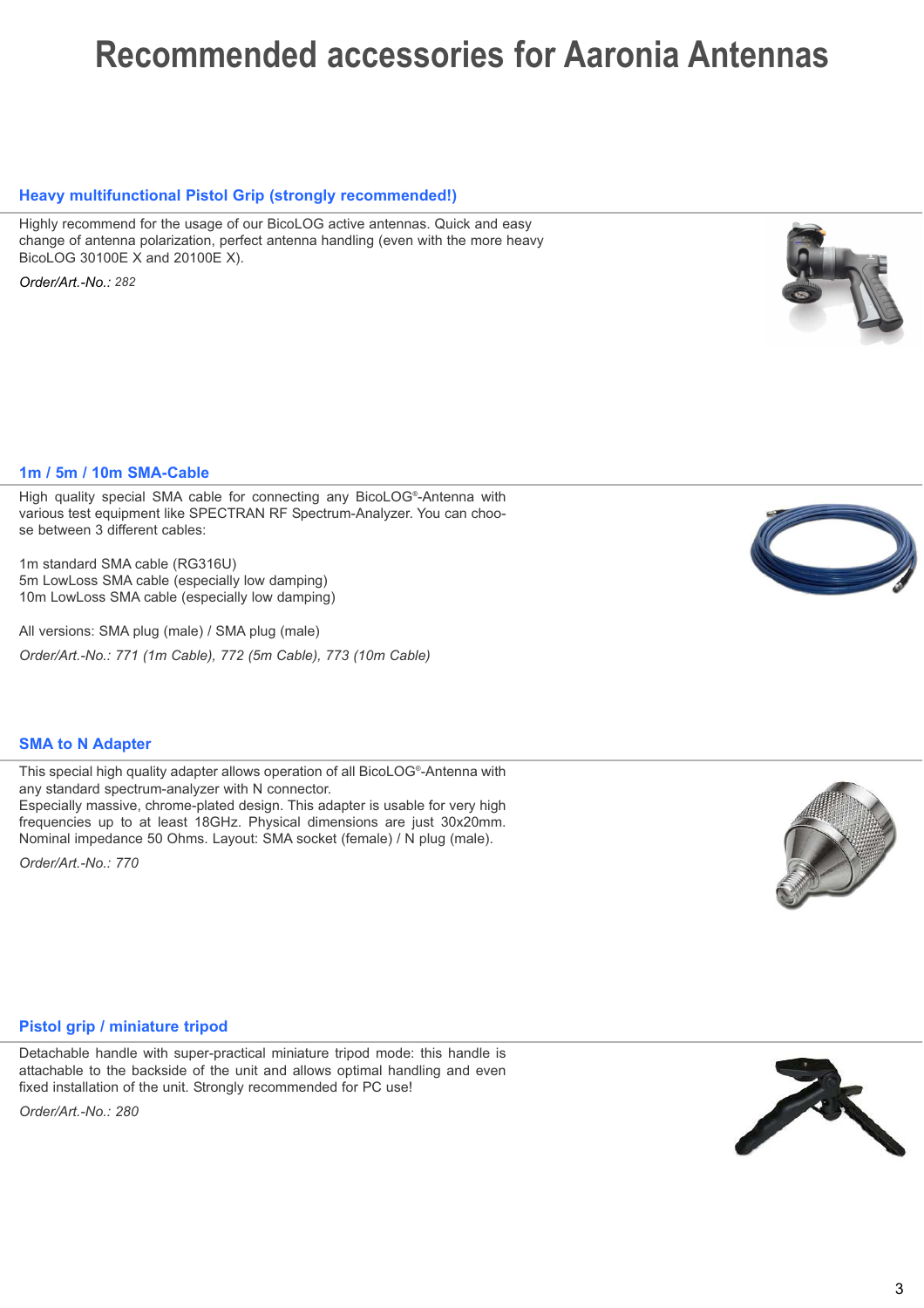# Recommended accessories for Aaronia Antennas

## Heavy multifunctional Pistol Grip (strongly recommended!)

Highly recommend for the usage of our BicoLOG active antennas. Quick and easy change of antenna polarization, perfect antenna handling (even with the more heavy BicoLOG 30100E X and 20100E X).

*Order/Art.-No.: 282*

## 1m / 5m / 10m SMA-Cable

High quality special SMA cable for connecting any BicoLOG®-Antenna with various test equipment like SPECTRAN RF Spectrum-Analyzer. You can choose between 3 different cables:

1m standard SMA cable (RG316U)
5m LowLoss SMA cable (especially low damping)
10m LowLoss SMA cable (especially low damping)

All versions: SMA plug (male) / SMA plug (male)

*Order/Art.-No.: 771 (1m Cable), 772 (5m Cable), 773 (10m Cable)*

## SMA to N Adapter

This special high quality adapter allows operation of all BicoLOG®-Antenna with any standard spectrum-analyzer with N connector.
Especially massive, chrome-plated design. This adapter is usable for very high frequencies up to at least 18GHz. Physical dimensions are just 30x20mm. Nominal impedance 50 Ohms. Layout: SMA socket (female) / N plug (male).

*Order/Art.-No.: 770*

## Pistol grip / miniature tripod

Detachable handle with super-practical miniature tripod mode: this handle is attachable to the backside of the unit and allows optimal handling and even fixed installation of the unit. Strongly recommended for PC use!

*Order/Art.-No.: 280*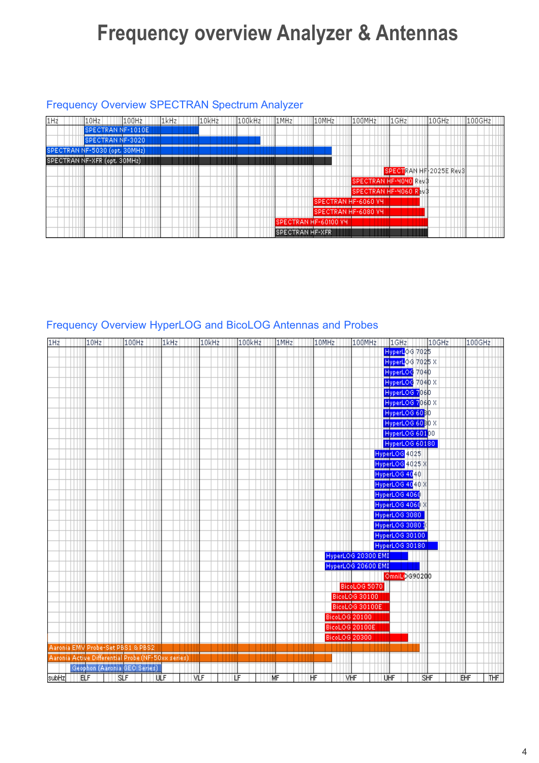# Frequency overview Analyzer & Antennas

## Frequency Overview SPECTRAN Spectrum Analyzer

1Hz | 10Hz | 100Hz | 1kHz | 10kHz | 100kHz | 1MHz | 10MHz | 100MHz | 1GHz | 10GHz | 100GHz

- SPECTRAN NF-1010E
- SPECTRAN NF-3020
- SPECTRAN NF-5030 (opt. 30MHz)
- SPECTRAN NF-XFR (opt. 30MHz)
- SPECTRAN HF-2025E Rev3
- SPECTRAN HF-4040 Rev3
- SPECTRAN HF-4060 Rev3
- SPECTRAN HF-6060 V4
- SPECTRAN HF-6080 V4
- SPECTRAN HF-60100 V4
- SPECTRAN HF-XFR

## Frequency Overview HyperLOG and BicoLOG Antennas and Probes

1Hz | 10Hz | 100Hz | 1kHz | 10kHz | 100kHz | 1MHz | 10MHz | 100MHz | 1GHz | 10GHz | 100GHz

- HyperLOG 7025
- HyperLOG 7025 X
- HyperLOG 7040
- HyperLOG 7040 X
- HyperLOG 7060
- HyperLOG 7060 X
- HyperLOG 6080
- HyperLOG 6080 X
- HyperLOG 60100
- HyperLOG 60180
- HyperLOG 4025
- HyperLOG 4025 X
- HyperLOG 4040
- HyperLOG 4040 X
- HyperLOG 4060
- HyperLOG 4060 X
- HyperLOG 3080
- HyperLOG 3080 X
- HyperLOG 30100
- HyperLOG 30180
- HyperLOG 20300 EMI
- HyperLOG 20600 EMI
- OmniLOG90200
- BicoLOG 5070
- BicoLOG 30100
- BicoLOG 30100E
- BicoLOG 20100
- BicoLOG 20100E
- BicoLOG 20300
- Aaronia EMV Probe-Set PBS1 & PBS2
- Aaronia Active Differential Probe (NF-50xx series)
- Geophon (Aaronia GEO Series)

subHz | ELF | SLF | ULF | VLF | LF | MF | HF | VHF | UHF | SHF | EHF | THF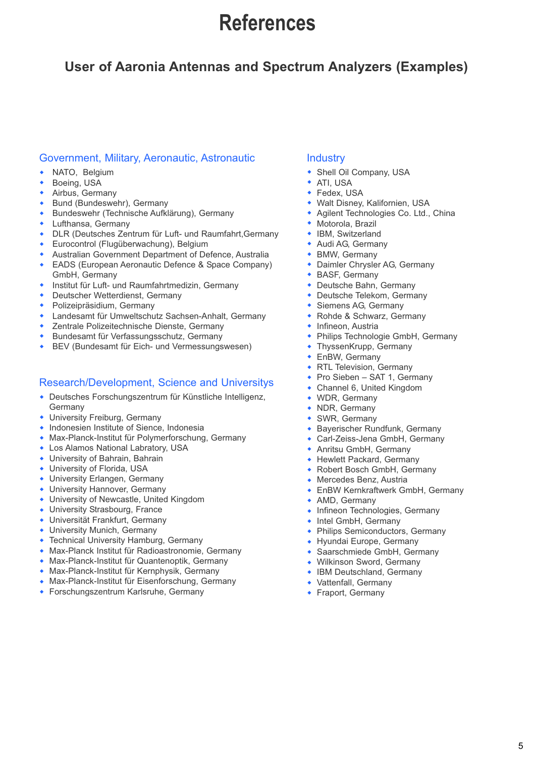# References

## User of Aaronia Antennas and Spectrum Analyzers (Examples)

### Government, Military, Aeronautic, Astronautic

- NATO, Belgium
- Boeing, USA
- Airbus, Germany
- Bund (Bundeswehr), Germany
- Bundeswehr (Technische Aufklärung), Germany
- Lufthansa, Germany
- DLR (Deutsches Zentrum für Luft- und Raumfahrt,Germany
- Eurocontrol (Flugüberwachung), Belgium
- Australian Government Department of Defence, Australia
- EADS (European Aeronautic Defence & Space Company) GmbH, Germany
- Institut für Luft- und Raumfahrtmedizin, Germany
- Deutscher Wetterdienst, Germany
- Polizeipräsidium, Germany
- Landesamt für Umweltschutz Sachsen-Anhalt, Germany
- Zentrale Polizeitechnische Dienste, Germany
- Bundesamt für Verfassungsschutz, Germany
- BEV (Bundesamt für Eich- und Vermessungswesen)

### Research/Development, Science and Universitys

- Deutsches Forschungszentrum für Künstliche Intelligenz, Germany
- University Freiburg, Germany
- Indonesien Institute of Sience, Indonesia
- Max-Planck-Institut für Polymerforschung, Germany
- Los Alamos National Labratory, USA
- University of Bahrain, Bahrain
- University of Florida, USA
- University Erlangen, Germany
- University Hannover, Germany
- University of Newcastle, United Kingdom
- University Strasbourg, France
- Universität Frankfurt, Germany
- University Munich, Germany
- Technical University Hamburg, Germany
- Max-Planck Institut für Radioastronomie, Germany
- Max-Planck-Institut für Quantenoptik, Germany
- Max-Planck-Institut für Kernphysik, Germany
- Max-Planck-Institut für Eisenforschung, Germany
- Forschungszentrum Karlsruhe, Germany

### Industry

- Shell Oil Company, USA
- ATI, USA
- Fedex, USA
- Walt Disney, Kalifornien, USA
- Agilent Technologies Co. Ltd., China
- Motorola, Brazil
- IBM, Switzerland
- Audi AG, Germany
- BMW, Germany
- Daimler Chrysler AG, Germany
- BASF, Germany
- Deutsche Bahn, Germany
- Deutsche Telekom, Germany
- Siemens AG, Germany
- Rohde & Schwarz, Germany
- Infineon, Austria
- Philips Technologie GmbH, Germany
- ThyssenKrupp, Germany
- EnBW, Germany
- RTL Television, Germany
- Pro Sieben – SAT 1, Germany
- Channel 6, United Kingdom
- WDR, Germany
- NDR, Germany
- SWR, Germany
- Bayerischer Rundfunk, Germany
- Carl-Zeiss-Jena GmbH, Germany
- Anritsu GmbH, Germany
- Hewlett Packard, Germany
- Robert Bosch GmbH, Germany
- Mercedes Benz, Austria
- EnBW Kernkraftwerk GmbH, Germany
- AMD, Germany
- Infineon Technologies, Germany
- Intel GmbH, Germany
- Philips Semiconductors, Germany
- Hyundai Europe, Germany
- Saarschmiede GmbH, Germany
- Wilkinson Sword, Germany
- IBM Deutschland, Germany
- Vattenfall, Germany
- Fraport, Germany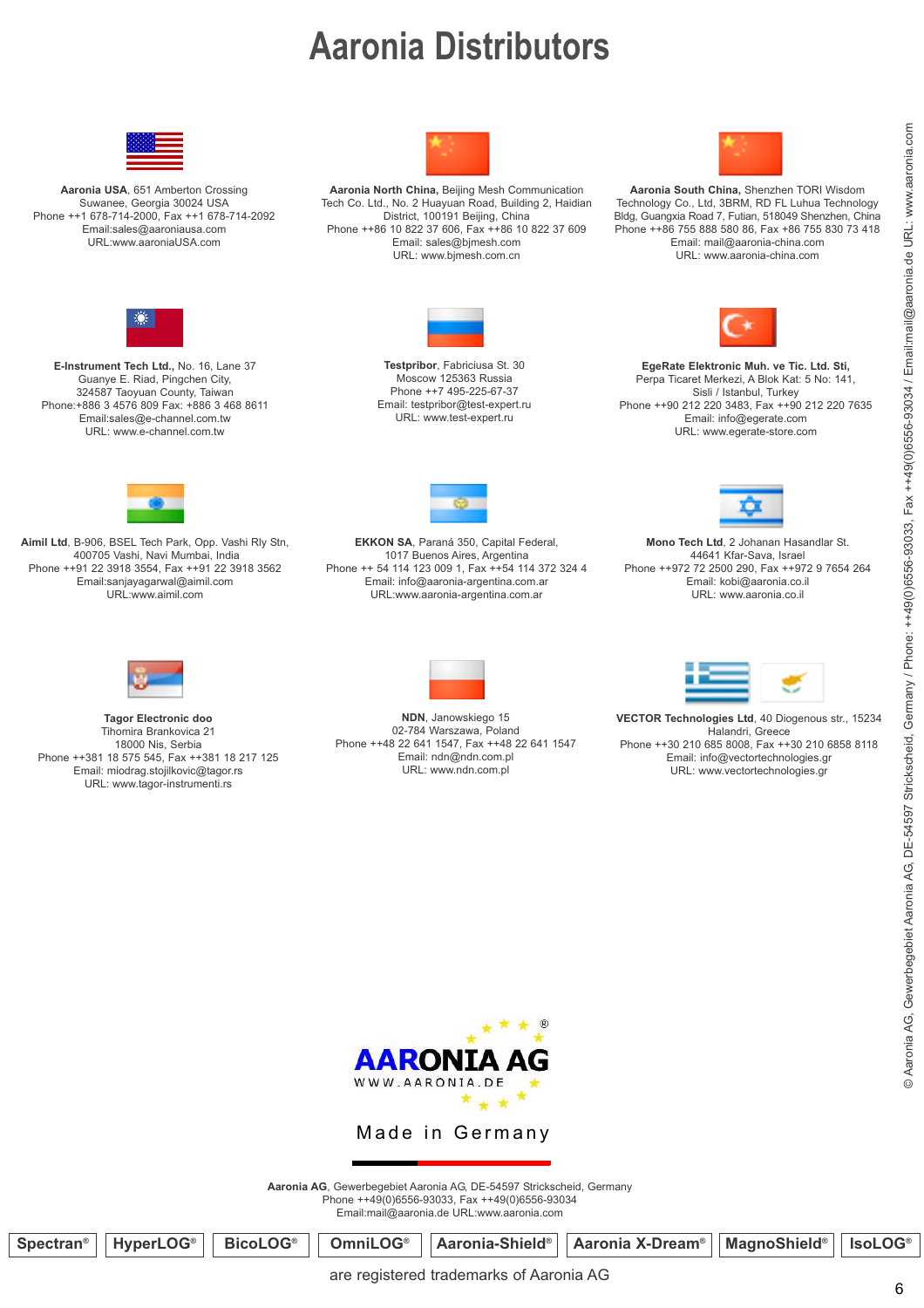# Aaronia Distributors

**Aaronia USA**, 651 Amberton Crossing
Suwanee, Georgia 30024 USA
Phone ++1 678-714-2000, Fax ++1 678-714-2092
Email:sales@aaroniausa.com
URL:www.aaroniaUSA.com

**Aaronia North China**, Beijing Mesh Communication Tech Co. Ltd., No. 2 Huayuan Road, Building 2, Haidian District, 100191 Beijing, China
Phone ++86 10 822 37 606, Fax ++86 10 822 37 609
Email: sales@bjmesh.com
URL: www.bjmesh.com.cn

**Aaronia South China**, Shenzhen TORI Wisdom Technology Co., Ltd, 3BRM, RD FL Luhua Technology Bldg, Guangxia Road 7, Futian, 518049 Shenzhen, China
Phone ++86 755 888 580 86, Fax +86 755 830 73 418
Email: mail@aaronia-china.com
URL: www.aaronia-china.com

**E-Instrument Tech Ltd.**, No. 16, Lane 37
Guanye E. Riad, Pingchen City,
324587 Taoyuan County, Taiwan
Phone:+886 3 4576 809 Fax: +886 3 468 8611
Email:sales@e-channel.com.tw
URL: www.e-channel.com.tw

**Testpribor**, Fabriciusa St. 30
Moscow 125363 Russia
Phone ++7 495-225-67-37
Email: testpribor@test-expert.ru
URL: www.test-expert.ru

**EgeRate Elektronic Muh. ve Tic. Ltd. Sti**,
Perpa Ticaret Merkezi, A Blok Kat: 5 No: 141,
Sisli / Istanbul, Turkey
Phone ++90 212 220 3483, Fax ++90 212 220 7635
Email: info@egerate.com
URL: www.egerate-store.com

**Aimil Ltd**, B-906, BSEL Tech Park, Opp. Vashi Rly Stn,
400705 Vashi, Navi Mumbai, India
Phone ++91 22 3918 3554, Fax ++91 22 3918 3562
Email:sanjayagarwal@aimil.com
URL:www.aimil.com

**EKKON SA**, Paraná 350, Capital Federal,
1017 Buenos Aires, Argentina
Phone ++ 54 114 123 009 1, Fax ++54 114 372 324 4
Email: info@aaronia-argentina.com.ar
URL:www.aaronia-argentina.com.ar

**Mono Tech Ltd**, 2 Johanan Hasandlar St.
44641 Kfar-Sava, Israel
Phone ++972 72 2500 290, Fax ++972 9 7654 264
Email: kobi@aaronia.co.il
URL: www.aaronia.co.il

**Tagor Electronic doo**
Tihomira Brankovica 21
18000 Nis, Serbia
Phone ++381 18 575 545, Fax ++381 18 217 125
Email: miodrag.stojilkovic@tagor.rs
URL: www.tagor-instrumenti.rs

**NDN**, Janowskiego 15
02-784 Warszawa, Poland
Phone ++48 22 641 1547, Fax ++48 22 641 1547
Email: ndn@ndn.com.pl
URL: www.ndn.com.pl

**VECTOR Technologies Ltd**, 40 Diogenous str., 15234
Halandri, Greece
Phone ++30 210 685 8008, Fax ++30 210 6858 8118
Email: info@vectortechnologies.gr
URL: www.vectortechnologies.gr

AARONIA AG
WWW.AARONIA.DE

Made in Germany

**Aaronia AG**, Gewerbegebiet Aaronia AG, DE-54597 Strickscheid, Germany
Phone ++49(0)6556-93033, Fax ++49(0)6556-93034
Email:mail@aaronia.de URL:www.aaronia.com

Spectran® | HyperLOG® | BicoLOG® | OmniLOG® | Aaronia-Shield® | Aaronia X-Dream® | MagnoShield® | IsoLOG®

are registered trademarks of Aaronia AG

© Aaronia AG, Gewerbegebiet Aaronia AG, DE-54597 Strickscheid, Germany / Phone: ++49(0)6556-93033, Fax ++49(0)6556-93034 / Email:mail@aaronia.de URL: www.aaronia.com